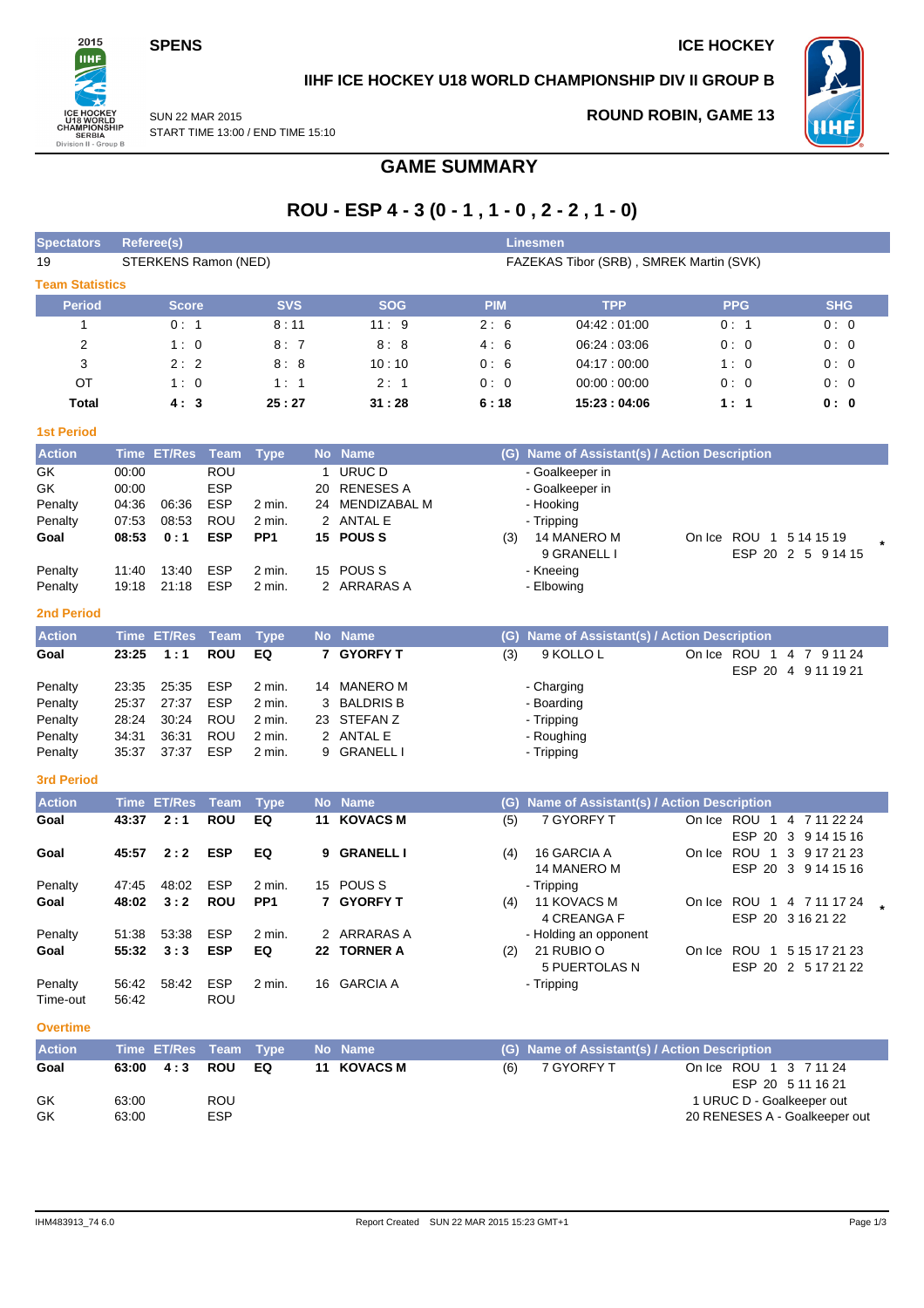SPENS

ICE HOCKEY

**IIHF ICE HOCKEY U18 WORLD CHAMPIONSHIP DIV II GROUP B**

SUN 22 MAR 2015
START TIME 13:00 / END TIME 15:10

**ROUND ROBIN, GAME 13**

# GAME SUMMARY

## ROU - ESP 4 - 3 (0 - 1 , 1 - 0 , 2 - 2 , 1 - 0)

| Spectators | Referee(s) | Linesmen |
|---|---|---|
| 19 | STERKENS Ramon (NED) | FAZEKAS Tibor (SRB) , SMREK Martin (SVK) |

### Team Statistics

| Period | Score | SVS | SOG | PIM | TPP | PPG | SHG |
|---|---|---|---|---|---|---|---|
| 1 | 0 : 1 | 8 : 11 | 11 : 9 | 2 : 6 | 04:42 : 01:00 | 0 : 1 | 0 : 0 |
| 2 | 1 : 0 | 8 : 7 | 8 : 8 | 4 : 6 | 06:24 : 03:06 | 0 : 0 | 0 : 0 |
| 3 | 2 : 2 | 8 : 8 | 10 : 10 | 0 : 6 | 04:17 : 00:00 | 1 : 0 | 0 : 0 |
| OT | 1 : 0 | 1 : 1 | 2 : 1 | 0 : 0 | 00:00 : 00:00 | 0 : 0 | 0 : 0 |
| **Total** | **4 : 3** | **25 : 27** | **31 : 28** | **6 : 18** | **15:23 : 04:06** | **1 : 1** | **0 : 0** |

### 1st Period

| Action | Time | ET/Res | Team | Type | No | Name | (G) | Name of Assistant(s) / Action Description | |
|---|---|---|---|---|---|---|---|---|---|
| GK | 00:00 | | ROU | | 1 | URUC D | | - Goalkeeper in | |
| GK | 00:00 | | ESP | | 20 | RENESES A | | - Goalkeeper in | |
| Penalty | 04:36 | 06:36 | ESP | 2 min. | 24 | MENDIZABAL M | | - Hooking | |
| Penalty | 07:53 | 08:53 | ROU | 2 min. | 2 | ANTAL E | | - Tripping | |
| **Goal** | **08:53** | **0 : 1** | **ESP** | **PP1** | **15** | **POUS S** | (3) | 14 MANERO M<br>9 GRANELL I | On Ice ROU 1 5 14 15 19<br>ESP 20 2 5 9 14 15 * |
| Penalty | 11:40 | 13:40 | ESP | 2 min. | 15 | POUS S | | - Kneeing | |
| Penalty | 19:18 | 21:18 | ESP | 2 min. | 2 | ARRARAS A | | - Elbowing | |

### 2nd Period

| Action | Time | ET/Res | Team | Type | No | Name | (G) | Name of Assistant(s) / Action Description | |
|---|---|---|---|---|---|---|---|---|---|
| **Goal** | **23:25** | **1 : 1** | **ROU** | **EQ** | **7** | **GYORFY T** | (3) | 9 KOLLO L | On Ice ROU 1 4 7 9 11 24<br>ESP 20 4 9 11 19 21 |
| Penalty | 23:35 | 25:35 | ESP | 2 min. | 14 | MANERO M | | - Charging | |
| Penalty | 25:37 | 27:37 | ESP | 2 min. | 3 | BALDRIS B | | - Boarding | |
| Penalty | 28:24 | 30:24 | ROU | 2 min. | 23 | STEFAN Z | | - Tripping | |
| Penalty | 34:31 | 36:31 | ROU | 2 min. | 2 | ANTAL E | | - Roughing | |
| Penalty | 35:37 | 37:37 | ESP | 2 min. | 9 | GRANELL I | | - Tripping | |

### 3rd Period

| Action | Time | ET/Res | Team | Type | No | Name | (G) | Name of Assistant(s) / Action Description | |
|---|---|---|---|---|---|---|---|---|---|
| **Goal** | **43:37** | **2 : 1** | **ROU** | **EQ** | **11** | **KOVACS M** | (5) | 7 GYORFY T | On Ice ROU 1 4 7 11 22 24<br>ESP 20 3 9 14 15 16 |
| **Goal** | **45:57** | **2 : 2** | **ESP** | **EQ** | **9** | **GRANELL I** | (4) | 16 GARCIA A<br>14 MANERO M | On Ice ROU 1 3 9 17 21 23<br>ESP 20 3 9 14 15 16 |
| Penalty | 47:45 | 48:02 | ESP | 2 min. | 15 | POUS S | | - Tripping | |
| **Goal** | **48:02** | **3 : 2** | **ROU** | **PP1** | **7** | **GYORFY T** | (4) | 11 KOVACS M<br>4 CREANGA F | On Ice ROU 1 4 7 11 17 24<br>ESP 20 3 16 21 22 * |
| Penalty | 51:38 | 53:38 | ESP | 2 min. | 2 | ARRARAS A | | - Holding an opponent | |
| **Goal** | **55:32** | **3 : 3** | **ESP** | **EQ** | **22** | **TORNER A** | (2) | 21 RUBIO O<br>5 PUERTOLAS N | On Ice ROU 1 5 15 17 21 23<br>ESP 20 2 5 17 21 22 |
| Penalty | 56:42 | 58:42 | ESP | 2 min. | 16 | GARCIA A | | - Tripping | |
| Time-out | 56:42 | | ROU | | | | | | |

### Overtime

| Action | Time | ET/Res | Team | Type | No | Name | (G) | Name of Assistant(s) / Action Description | |
|---|---|---|---|---|---|---|---|---|---|
| **Goal** | **63:00** | **4 : 3** | **ROU** | **EQ** | **11** | **KOVACS M** | (6) | 7 GYORFY T | On Ice ROU 1 3 7 11 24<br>ESP 20 5 11 16 21 |
| GK | 63:00 | | ROU | | | | | | 1 URUC D - Goalkeeper out |
| GK | 63:00 | | ESP | | | | | | 20 RENESES A - Goalkeeper out |

IHM483913_74 6.0 Report Created SUN 22 MAR 2015 15:23 GMT+1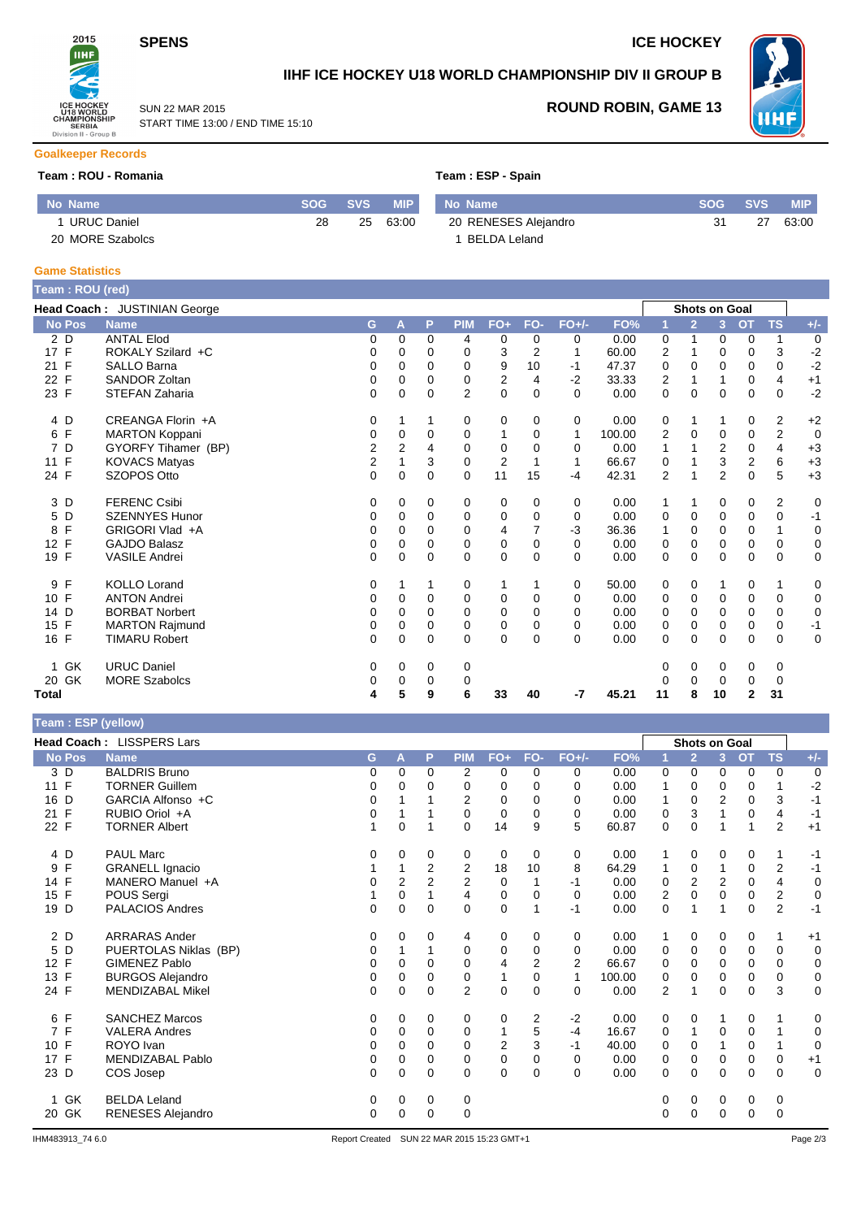**SPENS** | **ICE HOCKEY**

## IIHF ICE HOCKEY U18 WORLD CHAMPIONSHIP DIV II GROUP B

SUN 22 MAR 2015
START TIME 13:00 / END TIME 15:10

**ROUND ROBIN, GAME 13**

### Goalkeeper Records

**Team : ROU - Romania**

| No | Name | SOG | SVS | MIP |
|---|---|---|---|---|
| 1 | URUC Daniel | 28 | 25 | 63:00 |
| 20 | MORE Szabolcs | | | |

**Team : ESP - Spain**

| No | Name | SOG | SVS | MIP |
|---|---|---|---|---|
| 20 | RENESES Alejandro | 31 | 27 | 63:00 |
| 1 | BELDA Leland | | | |

### Game Statistics

**Team : ROU (red)**

**Head Coach :** JUSTINIAN George

| No | Pos | Name | G | A | P | PIM | FO+ | FO- | FO+/- | FO% | 1 | 2 | 3 | OT | TS | +/- |
|---|---|---|---|---|---|---|---|---|---|---|---|---|---|---|---|---|
| | | | | | | | | | | | Shots on Goal | | | | | |
| 2 | D | ANTAL Elod | 0 | 0 | 0 | 4 | 0 | 0 | 0 | 0.00 | 0 | 1 | 0 | 0 | 1 | 0 |
| 17 | F | ROKALY Szilard +C | 0 | 0 | 0 | 0 | 3 | 2 | 1 | 60.00 | 2 | 1 | 0 | 0 | 3 | -2 |
| 21 | F | SALLO Barna | 0 | 0 | 0 | 0 | 9 | 10 | -1 | 47.37 | 0 | 0 | 0 | 0 | 0 | -2 |
| 22 | F | SANDOR Zoltan | 0 | 0 | 0 | 0 | 2 | 4 | -2 | 33.33 | 2 | 1 | 1 | 0 | 4 | +1 |
| 23 | F | STEFAN Zaharia | 0 | 0 | 0 | 2 | 0 | 0 | 0 | 0.00 | 0 | 0 | 0 | 0 | 0 | -2 |
| 4 | D | CREANGA Florin +A | 0 | 1 | 1 | 0 | 0 | 0 | 0 | 0.00 | 0 | 1 | 1 | 0 | 2 | +2 |
| 6 | F | MARTON Koppani | 0 | 0 | 0 | 0 | 1 | 0 | 1 | 100.00 | 2 | 0 | 0 | 0 | 2 | 0 |
| 7 | D | GYORFY Tihamer (BP) | 2 | 2 | 4 | 0 | 0 | 0 | 0 | 0.00 | 1 | 1 | 2 | 0 | 4 | +3 |
| 11 | F | KOVACS Matyas | 2 | 1 | 3 | 0 | 2 | 1 | 1 | 66.67 | 0 | 1 | 3 | 2 | 6 | +3 |
| 24 | F | SZOPOS Otto | 0 | 0 | 0 | 0 | 11 | 15 | -4 | 42.31 | 2 | 1 | 2 | 0 | 5 | +3 |
| 3 | D | FERENC Csibi | 0 | 0 | 0 | 0 | 0 | 0 | 0 | 0.00 | 1 | 1 | 0 | 0 | 2 | 0 |
| 5 | D | SZENNYES Hunor | 0 | 0 | 0 | 0 | 0 | 0 | 0 | 0.00 | 0 | 0 | 0 | 0 | 0 | -1 |
| 8 | F | GRIGORI Vlad +A | 0 | 0 | 0 | 0 | 4 | 7 | -3 | 36.36 | 1 | 0 | 0 | 0 | 1 | 0 |
| 12 | F | GAJDO Balasz | 0 | 0 | 0 | 0 | 0 | 0 | 0 | 0.00 | 0 | 0 | 0 | 0 | 0 | 0 |
| 19 | F | VASILE Andrei | 0 | 0 | 0 | 0 | 0 | 0 | 0 | 0.00 | 0 | 0 | 0 | 0 | 0 | 0 |
| 9 | F | KOLLO Lorand | 0 | 1 | 1 | 0 | 1 | 1 | 0 | 50.00 | 0 | 0 | 1 | 0 | 1 | 0 |
| 10 | F | ANTON Andrei | 0 | 0 | 0 | 0 | 0 | 0 | 0 | 0.00 | 0 | 0 | 0 | 0 | 0 | 0 |
| 14 | D | BORBAT Norbert | 0 | 0 | 0 | 0 | 0 | 0 | 0 | 0.00 | 0 | 0 | 0 | 0 | 0 | 0 |
| 15 | F | MARTON Rajmund | 0 | 0 | 0 | 0 | 0 | 0 | 0 | 0.00 | 0 | 0 | 0 | 0 | 0 | -1 |
| 16 | F | TIMARU Robert | 0 | 0 | 0 | 0 | 0 | 0 | 0 | 0.00 | 0 | 0 | 0 | 0 | 0 | 0 |
| 1 | GK | URUC Daniel | 0 | 0 | 0 | 0 | | | | | 0 | 0 | 0 | 0 | 0 | |
| 20 | GK | MORE Szabolcs | 0 | 0 | 0 | 0 | | | | | 0 | 0 | 0 | 0 | 0 | |
| **Total** | | | **4** | **5** | **9** | **6** | **33** | **40** | **-7** | **45.21** | **11** | **8** | **10** | **2** | **31** | |

**Team : ESP (yellow)**

**Head Coach :** LISSPERS Lars

| No | Pos | Name | G | A | P | PIM | FO+ | FO- | FO+/- | FO% | 1 | 2 | 3 | OT | TS | +/- |
|---|---|---|---|---|---|---|---|---|---|---|---|---|---|---|---|---|
| | | | | | | | | | | | Shots on Goal | | | | | |
| 3 | D | BALDRIS Bruno | 0 | 0 | 0 | 2 | 0 | 0 | 0 | 0.00 | 0 | 0 | 0 | 0 | 0 | 0 |
| 11 | F | TORNER Guillem | 0 | 0 | 0 | 0 | 0 | 0 | 0 | 0.00 | 1 | 0 | 0 | 0 | 1 | -2 |
| 16 | D | GARCIA Alfonso +C | 0 | 1 | 1 | 2 | 0 | 0 | 0 | 0.00 | 1 | 0 | 2 | 0 | 3 | -1 |
| 21 | F | RUBIO Oriol +A | 0 | 1 | 1 | 0 | 0 | 0 | 0 | 0.00 | 0 | 3 | 1 | 0 | 4 | -1 |
| 22 | F | TORNER Albert | 1 | 0 | 1 | 0 | 14 | 9 | 5 | 60.87 | 0 | 0 | 1 | 1 | 2 | +1 |
| 4 | D | PAUL Marc | 0 | 0 | 0 | 0 | 0 | 0 | 0 | 0.00 | 1 | 0 | 0 | 0 | 1 | -1 |
| 9 | F | GRANELL Ignacio | 1 | 1 | 2 | 2 | 18 | 10 | 8 | 64.29 | 1 | 0 | 1 | 0 | 2 | -1 |
| 14 | F | MANERO Manuel +A | 0 | 2 | 2 | 2 | 0 | 1 | -1 | 0.00 | 0 | 2 | 2 | 0 | 4 | 0 |
| 15 | F | POUS Sergi | 1 | 0 | 1 | 4 | 0 | 0 | 0 | 0.00 | 2 | 0 | 0 | 0 | 2 | 0 |
| 19 | D | PALACIOS Andres | 0 | 0 | 0 | 0 | 0 | 1 | -1 | 0.00 | 0 | 1 | 1 | 0 | 2 | -1 |
| 2 | D | ARRARAS Ander | 0 | 0 | 0 | 4 | 0 | 0 | 0 | 0.00 | 1 | 0 | 0 | 0 | 1 | +1 |
| 5 | D | PUERTOLAS Niklas (BP) | 0 | 1 | 1 | 0 | 0 | 0 | 0 | 0.00 | 0 | 0 | 0 | 0 | 0 | 0 |
| 12 | F | GIMENEZ Pablo | 0 | 0 | 0 | 0 | 4 | 2 | 2 | 66.67 | 0 | 0 | 0 | 0 | 0 | 0 |
| 13 | F | BURGOS Alejandro | 0 | 0 | 0 | 0 | 1 | 0 | 1 | 100.00 | 0 | 0 | 0 | 0 | 0 | 0 |
| 24 | F | MENDIZABAL Mikel | 0 | 0 | 0 | 2 | 0 | 0 | 0 | 0.00 | 2 | 1 | 0 | 0 | 3 | 0 |
| 6 | F | SANCHEZ Marcos | 0 | 0 | 0 | 0 | 0 | 2 | -2 | 0.00 | 0 | 0 | 1 | 0 | 1 | 0 |
| 7 | F | VALERA Andres | 0 | 0 | 0 | 0 | 1 | 5 | -4 | 16.67 | 0 | 1 | 0 | 0 | 1 | 0 |
| 10 | F | ROYO Ivan | 0 | 0 | 0 | 0 | 2 | 3 | -1 | 40.00 | 0 | 0 | 1 | 0 | 1 | 0 |
| 17 | F | MENDIZABAL Pablo | 0 | 0 | 0 | 0 | 0 | 0 | 0 | 0.00 | 0 | 0 | 0 | 0 | 0 | +1 |
| 23 | D | COS Josep | 0 | 0 | 0 | 0 | 0 | 0 | 0 | 0.00 | 0 | 0 | 0 | 0 | 0 | 0 |
| 1 | GK | BELDA Leland | 0 | 0 | 0 | 0 | | | | | 0 | 0 | 0 | 0 | 0 | |
| 20 | GK | RENESES Alejandro | 0 | 0 | 0 | 0 | | | | | 0 | 0 | 0 | 0 | 0 | |

IHM483913_74 6.0 | Report Created SUN 22 MAR 2015 15:23 GMT+1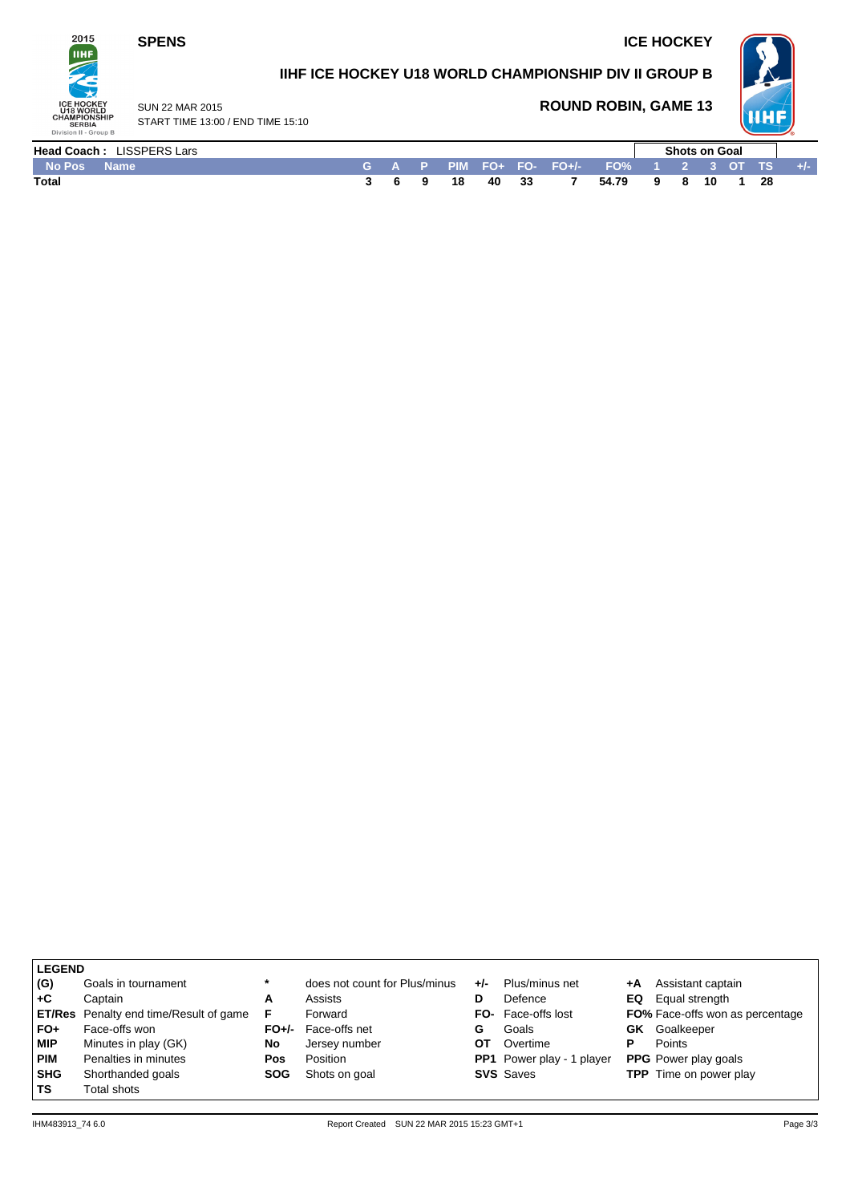**SPENS** **ICE HOCKEY**

## IIHF ICE HOCKEY U18 WORLD CHAMPIONSHIP DIV II GROUP B

SUN 22 MAR 2015
START TIME 13:00 / END TIME 15:10

**ROUND ROBIN, GAME 13**

**Head Coach :** LISSPERS Lars

| No | Pos | Name | G | A | P | PIM | FO+ | FO- | FO+/- | FO% | Shots on Goal 1 | 2 | 3 | OT | TS | +/- |
|---|---|---|---|---|---|---|---|---|---|---|---|---|---|---|---|---|
| **Total** | | | 3 | 6 | 9 | 18 | 40 | 33 | 7 | 54.79 | 9 | 8 | 10 | 1 | 28 | |

**LEGEND**

| | | | | | | | |
|---|---|---|---|---|---|---|---|
| **(G)** | Goals in tournament | **\*** | does not count for Plus/minus | **+/-** | Plus/minus net | **+A** | Assistant captain |
| **+C** | Captain | **A** | Assists | **D** | Defence | **EQ** | Equal strength |
| **ET/Res** | Penalty end time/Result of game | **F** | Forward | **FO-** | Face-offs lost | **FO%** | Face-offs won as percentage |
| **FO+** | Face-offs won | **FO+/-** | Face-offs net | **G** | Goals | **GK** | Goalkeeper |
| **MIP** | Minutes in play (GK) | **No** | Jersey number | **OT** | Overtime | **P** | Points |
| **PIM** | Penalties in minutes | **Pos** | Position | **PP1** | Power play - 1 player | **PPG** | Power play goals |
| **SHG** | Shorthanded goals | **SOG** | Shots on goal | **SVS** | Saves | **TPP** | Time on power play |
| **TS** | Total shots | | | | | | |

IHM483913_74 6.0 Report Created SUN 22 MAR 2015 15:23 GMT+1